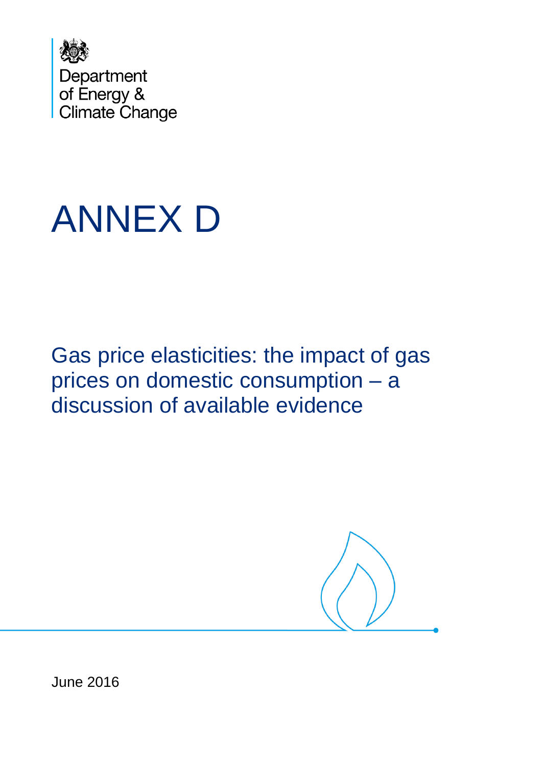Department
of Energy &
Climate Change

# ANNEX D

## Gas price elasticities: the impact of gas prices on domestic consumption – a discussion of available evidence

June 2016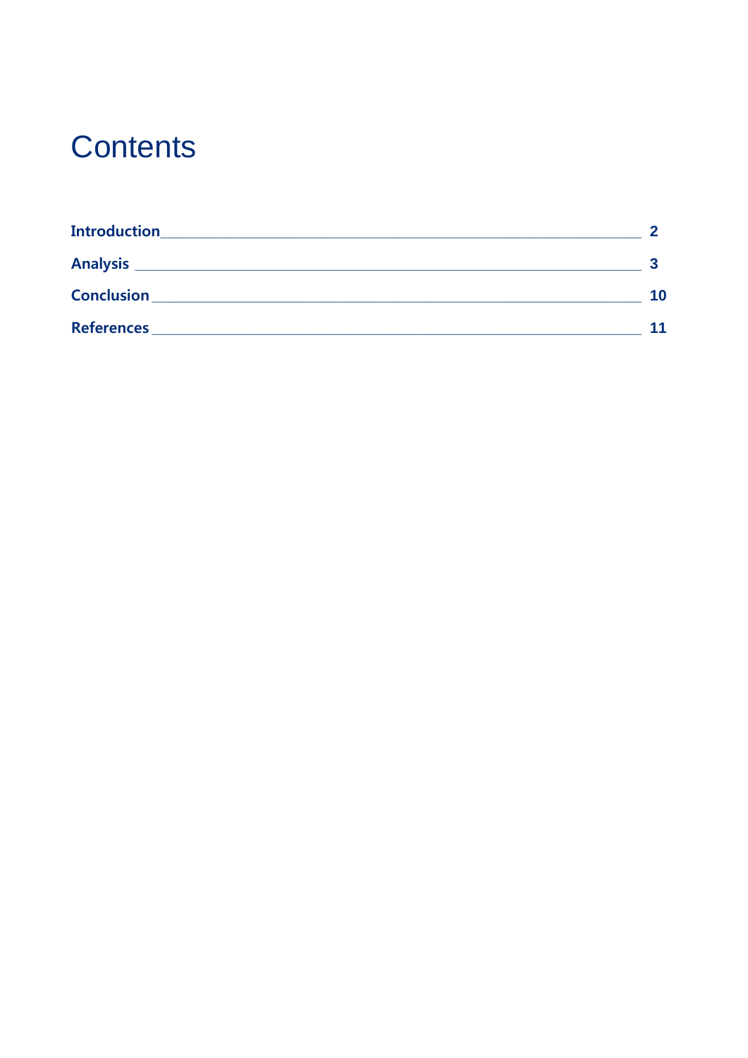# Contents

**Introduction** __________ **2**

**Analysis** __________ **3**

**Conclusion** __________ **10**

**References** __________ **11**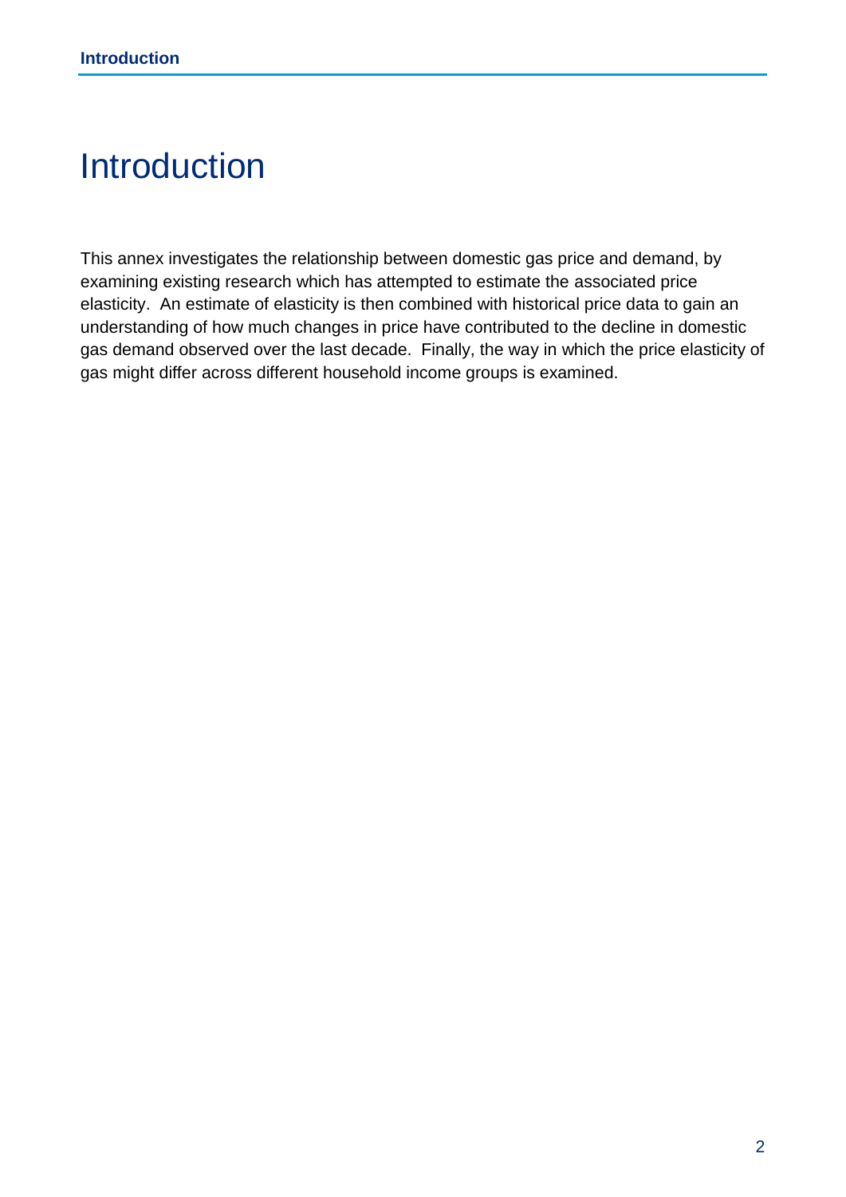# Introduction

This annex investigates the relationship between domestic gas price and demand, by examining existing research which has attempted to estimate the associated price elasticity. An estimate of elasticity is then combined with historical price data to gain an understanding of how much changes in price have contributed to the decline in domestic gas demand observed over the last decade. Finally, the way in which the price elasticity of gas might differ across different household income groups is examined.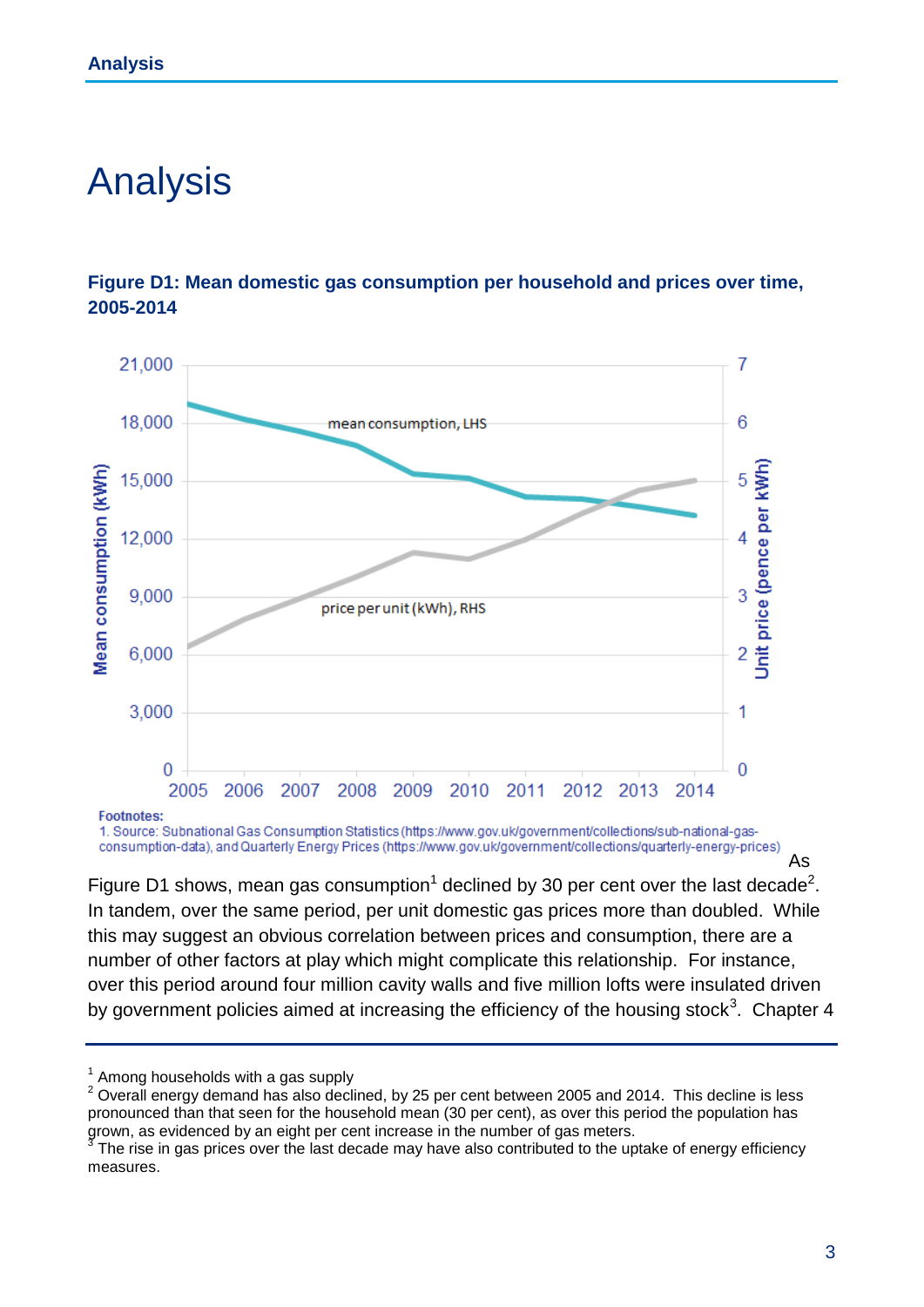# Analysis

**Figure D1: Mean domestic gas consumption per household and prices over time, 2005-2014**

Footnotes:
1. Source: Subnational Gas Consumption Statistics (https://www.gov.uk/government/collections/sub-national-gas-consumption-data), and Quarterly Energy Prices (https://www.gov.uk/government/collections/quarterly-energy-prices)

As Figure D1 shows, mean gas consumption[1] declined by 30 per cent over the last decade[2]. In tandem, over the same period, per unit domestic gas prices more than doubled. While this may suggest an obvious correlation between prices and consumption, there are a number of other factors at play which might complicate this relationship. For instance, over this period around four million cavity walls and five million lofts were insulated driven by government policies aimed at increasing the efficiency of the housing stock[3]. Chapter 4

---

[1] Among households with a gas supply

[2] Overall energy demand has also declined, by 25 per cent between 2005 and 2014. This decline is less pronounced than that seen for the household mean (30 per cent), as over this period the population has grown, as evidenced by an eight per cent increase in the number of gas meters.

[3] The rise in gas prices over the last decade may have also contributed to the uptake of energy efficiency measures.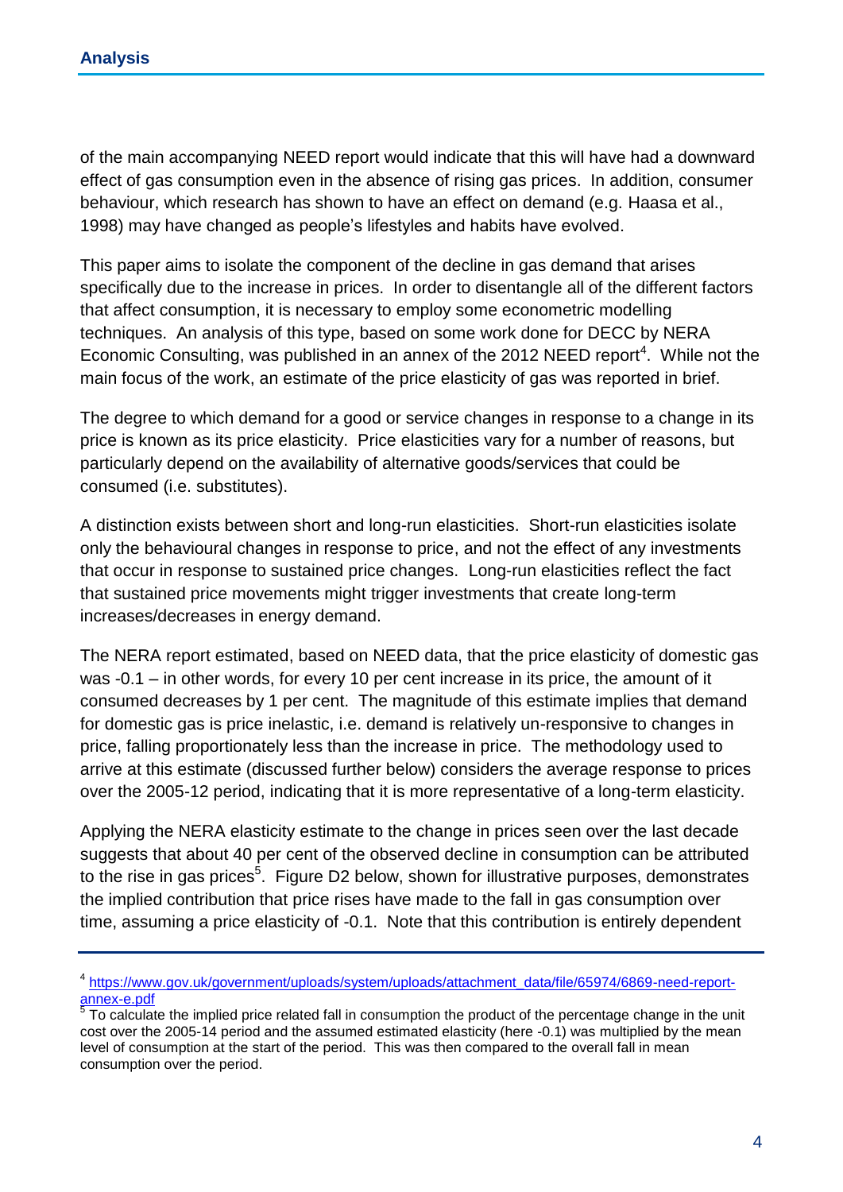of the main accompanying NEED report would indicate that this will have had a downward effect of gas consumption even in the absence of rising gas prices. In addition, consumer behaviour, which research has shown to have an effect on demand (e.g. Haasa et al., 1998) may have changed as people's lifestyles and habits have evolved.

This paper aims to isolate the component of the decline in gas demand that arises specifically due to the increase in prices. In order to disentangle all of the different factors that affect consumption, it is necessary to employ some econometric modelling techniques. An analysis of this type, based on some work done for DECC by NERA Economic Consulting, was published in an annex of the 2012 NEED report[4]. While not the main focus of the work, an estimate of the price elasticity of gas was reported in brief.

The degree to which demand for a good or service changes in response to a change in its price is known as its price elasticity. Price elasticities vary for a number of reasons, but particularly depend on the availability of alternative goods/services that could be consumed (i.e. substitutes).

A distinction exists between short and long-run elasticities. Short-run elasticities isolate only the behavioural changes in response to price, and not the effect of any investments that occur in response to sustained price changes. Long-run elasticities reflect the fact that sustained price movements might trigger investments that create long-term increases/decreases in energy demand.

The NERA report estimated, based on NEED data, that the price elasticity of domestic gas was -0.1 – in other words, for every 10 per cent increase in its price, the amount of it consumed decreases by 1 per cent. The magnitude of this estimate implies that demand for domestic gas is price inelastic, i.e. demand is relatively un-responsive to changes in price, falling proportionately less than the increase in price. The methodology used to arrive at this estimate (discussed further below) considers the average response to prices over the 2005-12 period, indicating that it is more representative of a long-term elasticity.

Applying the NERA elasticity estimate to the change in prices seen over the last decade suggests that about 40 per cent of the observed decline in consumption can be attributed to the rise in gas prices[5]. Figure D2 below, shown for illustrative purposes, demonstrates the implied contribution that price rises have made to the fall in gas consumption over time, assuming a price elasticity of -0.1. Note that this contribution is entirely dependent

---

[4] https://www.gov.uk/government/uploads/system/uploads/attachment_data/file/65974/6869-need-report-annex-e.pdf

[5] To calculate the implied price related fall in consumption the product of the percentage change in the unit cost over the 2005-14 period and the assumed estimated elasticity (here -0.1) was multiplied by the mean level of consumption at the start of the period. This was then compared to the overall fall in mean consumption over the period.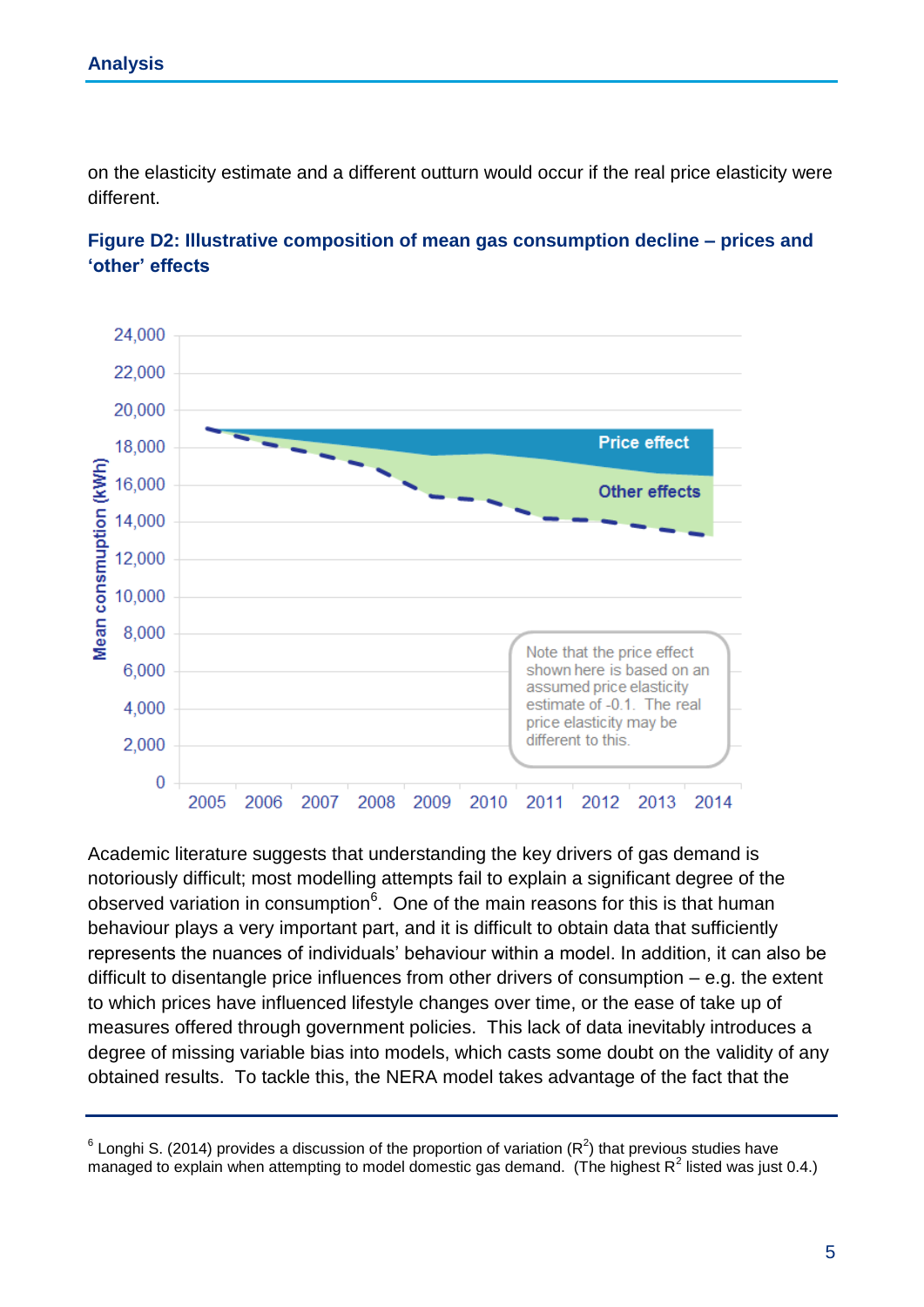on the elasticity estimate and a different outturn would occur if the real price elasticity were different.

**Figure D2: Illustrative composition of mean gas consumption decline – prices and 'other' effects**

Academic literature suggests that understanding the key drivers of gas demand is notoriously difficult; most modelling attempts fail to explain a significant degree of the observed variation in consumption[6]. One of the main reasons for this is that human behaviour plays a very important part, and it is difficult to obtain data that sufficiently represents the nuances of individuals' behaviour within a model. In addition, it can also be difficult to disentangle price influences from other drivers of consumption – e.g. the extent to which prices have influenced lifestyle changes over time, or the ease of take up of measures offered through government policies. This lack of data inevitably introduces a degree of missing variable bias into models, which casts some doubt on the validity of any obtained results. To tackle this, the NERA model takes advantage of the fact that the

[6] Longhi S. (2014) provides a discussion of the proportion of variation ($R^2$) that previous studies have managed to explain when attempting to model domestic gas demand. (The highest $R^2$ listed was just 0.4.)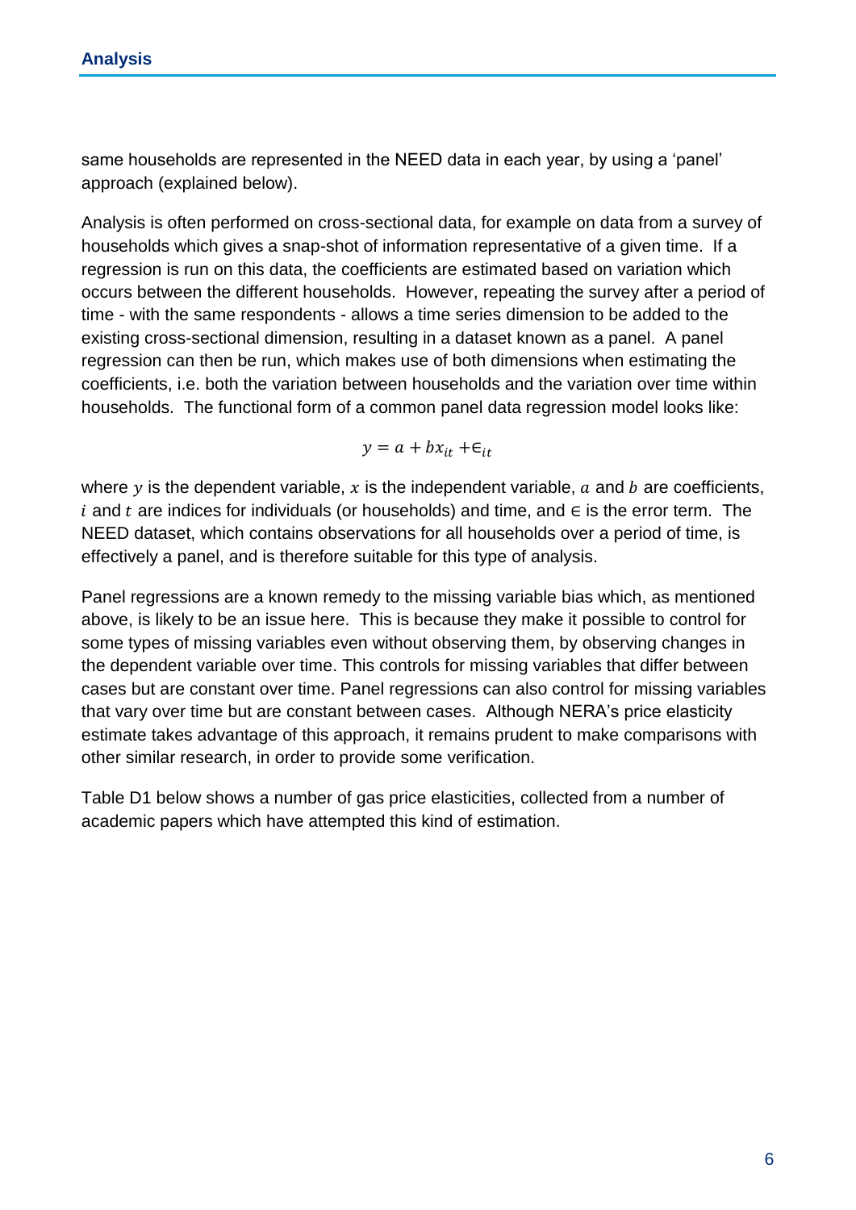same households are represented in the NEED data in each year, by using a 'panel' approach (explained below).

Analysis is often performed on cross-sectional data, for example on data from a survey of households which gives a snap-shot of information representative of a given time. If a regression is run on this data, the coefficients are estimated based on variation which occurs between the different households. However, repeating the survey after a period of time - with the same respondents - allows a time series dimension to be added to the existing cross-sectional dimension, resulting in a dataset known as a panel. A panel regression can then be run, which makes use of both dimensions when estimating the coefficients, i.e. both the variation between households and the variation over time within households. The functional form of a common panel data regression model looks like:

$$y = a + bx_{it} + \in_{it}$$

where $y$ is the dependent variable, $x$ is the independent variable, $a$ and $b$ are coefficients, $i$ and $t$ are indices for individuals (or households) and time, and $\in$ is the error term. The NEED dataset, which contains observations for all households over a period of time, is effectively a panel, and is therefore suitable for this type of analysis.

Panel regressions are a known remedy to the missing variable bias which, as mentioned above, is likely to be an issue here. This is because they make it possible to control for some types of missing variables even without observing them, by observing changes in the dependent variable over time. This controls for missing variables that differ between cases but are constant over time. Panel regressions can also control for missing variables that vary over time but are constant between cases. Although NERA's price elasticity estimate takes advantage of this approach, it remains prudent to make comparisons with other similar research, in order to provide some verification.

Table D1 below shows a number of gas price elasticities, collected from a number of academic papers which have attempted this kind of estimation.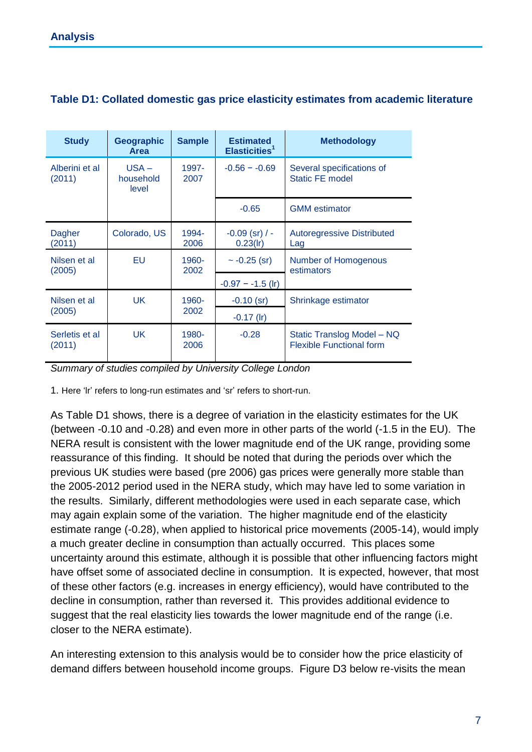**Table D1: Collated domestic gas price elasticity estimates from academic literature**

| Study | Geographic Area | Sample | Estimated Elasticities[1] | Methodology |
|---|---|---|---|---|
| Alberini et al (2011) | USA – household level | 1997-2007 | -0.56 – -0.69 | Several specifications of Static FE model |
| | | | -0.65 | GMM estimator |
| Dagher (2011) | Colorado, US | 1994-2006 | -0.09 (sr) / -0.23(lr) | Autoregressive Distributed Lag |
| Nilsen et al (2005) | EU | 1960-2002 | ~ -0.25 (sr) | Number of Homogenous estimators |
| | | | -0.97 – -1.5 (lr) | |
| Nilsen et al (2005) | UK | 1960-2002 | -0.10 (sr) | Shrinkage estimator |
| | | | -0.17 (lr) | |
| Serletis et al (2011) | UK | 1980-2006 | -0.28 | Static Translog Model – NQ Flexible Functional form |

*Summary of studies compiled by University College London*

1. Here 'lr' refers to long-run estimates and 'sr' refers to short-run.

As Table D1 shows, there is a degree of variation in the elasticity estimates for the UK (between -0.10 and -0.28) and even more in other parts of the world (-1.5 in the EU). The NERA result is consistent with the lower magnitude end of the UK range, providing some reassurance of this finding. It should be noted that during the periods over which the previous UK studies were based (pre 2006) gas prices were generally more stable than the 2005-2012 period used in the NERA study, which may have led to some variation in the results. Similarly, different methodologies were used in each separate case, which may again explain some of the variation. The higher magnitude end of the elasticity estimate range (-0.28), when applied to historical price movements (2005-14), would imply a much greater decline in consumption than actually occurred. This places some uncertainty around this estimate, although it is possible that other influencing factors might have offset some of associated decline in consumption. It is expected, however, that most of these other factors (e.g. increases in energy efficiency), would have contributed to the decline in consumption, rather than reversed it. This provides additional evidence to suggest that the real elasticity lies towards the lower magnitude end of the range (i.e. closer to the NERA estimate).

An interesting extension to this analysis would be to consider how the price elasticity of demand differs between household income groups. Figure D3 below re-visits the mean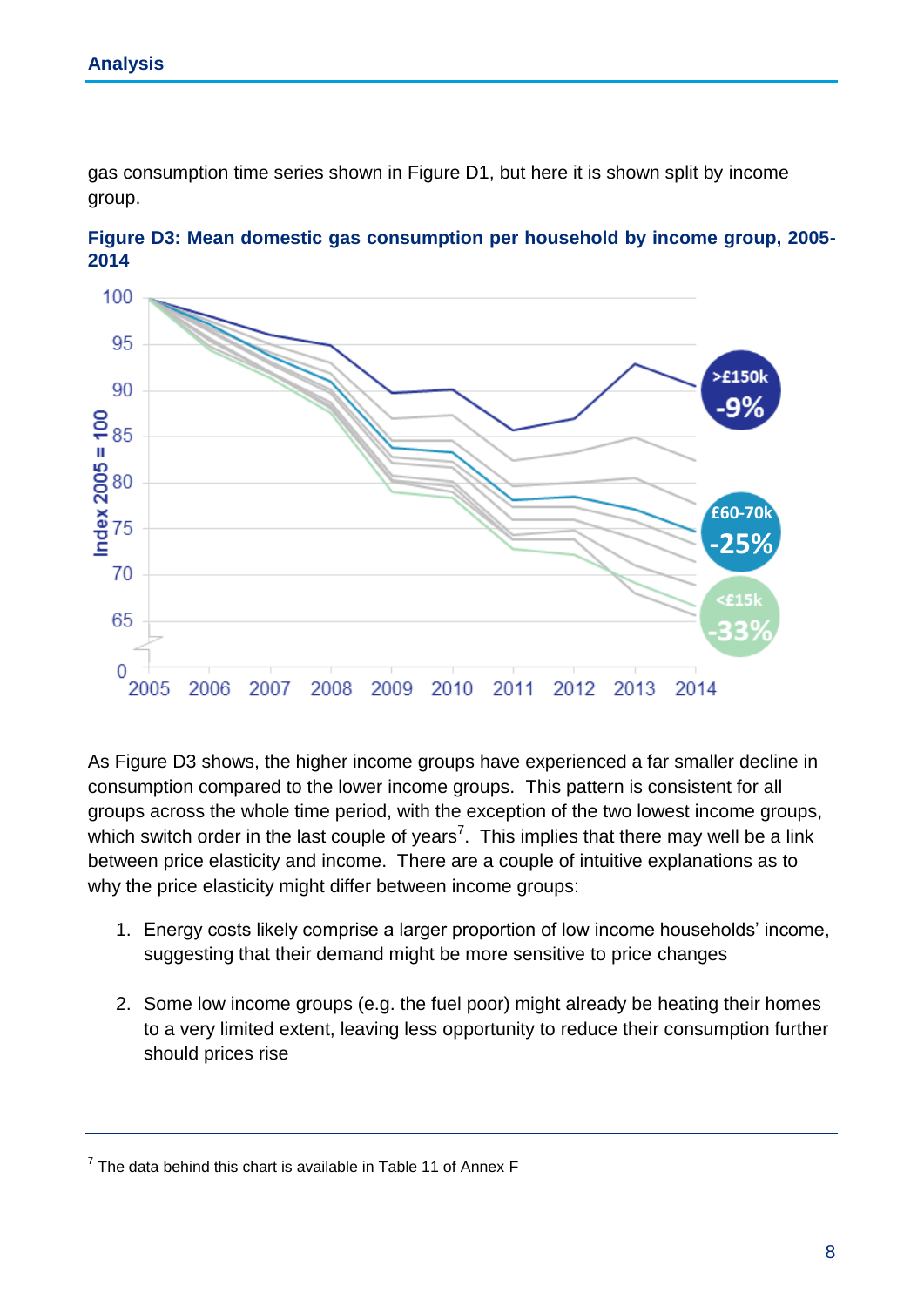gas consumption time series shown in Figure D1, but here it is shown split by income group.

**Figure D3: Mean domestic gas consumption per household by income group, 2005-2014**

As Figure D3 shows, the higher income groups have experienced a far smaller decline in consumption compared to the lower income groups. This pattern is consistent for all groups across the whole time period, with the exception of the two lowest income groups, which switch order in the last couple of years[7]. This implies that there may well be a link between price elasticity and income. There are a couple of intuitive explanations as to why the price elasticity might differ between income groups:

1. Energy costs likely comprise a larger proportion of low income households' income, suggesting that their demand might be more sensitive to price changes
2. Some low income groups (e.g. the fuel poor) might already be heating their homes to a very limited extent, leaving less opportunity to reduce their consumption further should prices rise

[7] The data behind this chart is available in Table 11 of Annex F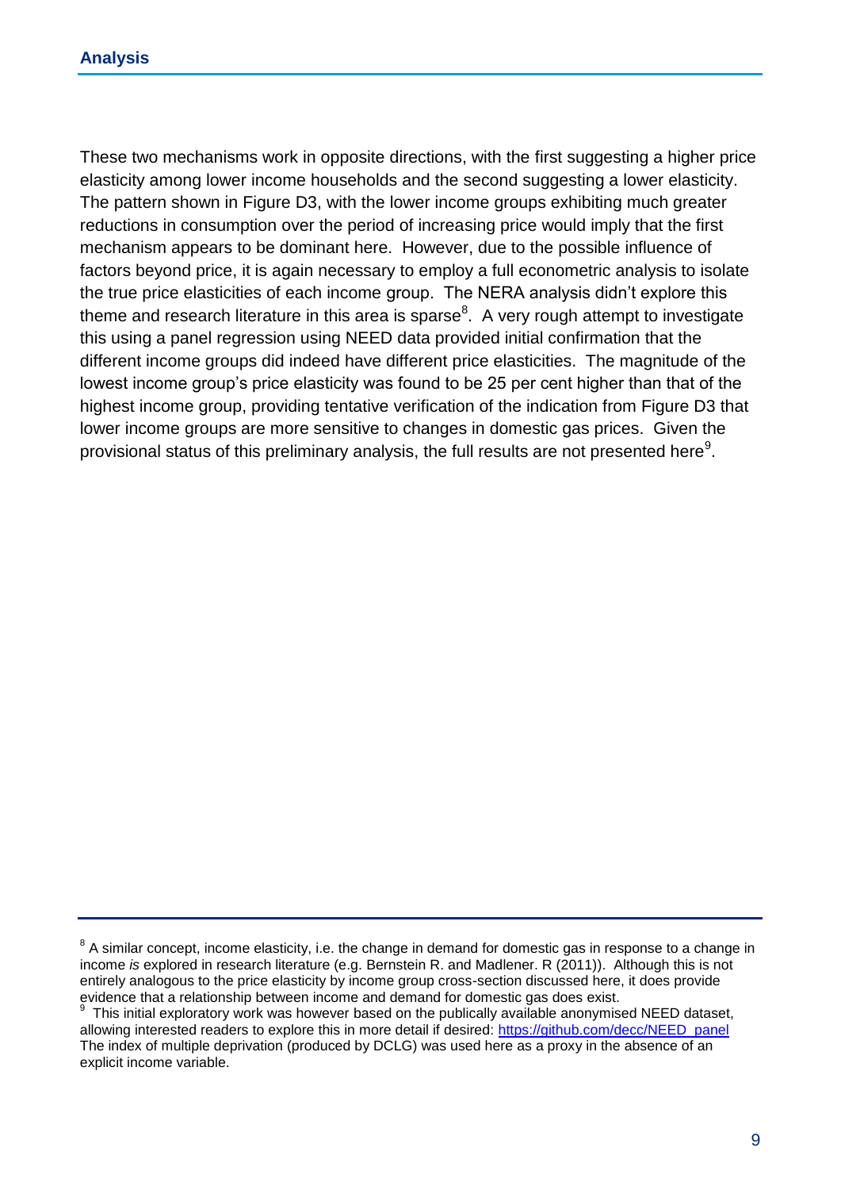These two mechanisms work in opposite directions, with the first suggesting a higher price elasticity among lower income households and the second suggesting a lower elasticity. The pattern shown in Figure D3, with the lower income groups exhibiting much greater reductions in consumption over the period of increasing price would imply that the first mechanism appears to be dominant here. However, due to the possible influence of factors beyond price, it is again necessary to employ a full econometric analysis to isolate the true price elasticities of each income group. The NERA analysis didn't explore this theme and research literature in this area is sparse[8]. A very rough attempt to investigate this using a panel regression using NEED data provided initial confirmation that the different income groups did indeed have different price elasticities. The magnitude of the lowest income group's price elasticity was found to be 25 per cent higher than that of the highest income group, providing tentative verification of the indication from Figure D3 that lower income groups are more sensitive to changes in domestic gas prices. Given the provisional status of this preliminary analysis, the full results are not presented here[9].

---

[8] A similar concept, income elasticity, i.e. the change in demand for domestic gas in response to a change in income *is* explored in research literature (e.g. Bernstein R. and Madlener. R (2011)). Although this is not entirely analogous to the price elasticity by income group cross-section discussed here, it does provide evidence that a relationship between income and demand for domestic gas does exist.

[9] This initial exploratory work was however based on the publically available anonymised NEED dataset, allowing interested readers to explore this in more detail if desired: [https://github.com/decc/NEED_panel](https://github.com/decc/NEED_panel) The index of multiple deprivation (produced by DCLG) was used here as a proxy in the absence of an explicit income variable.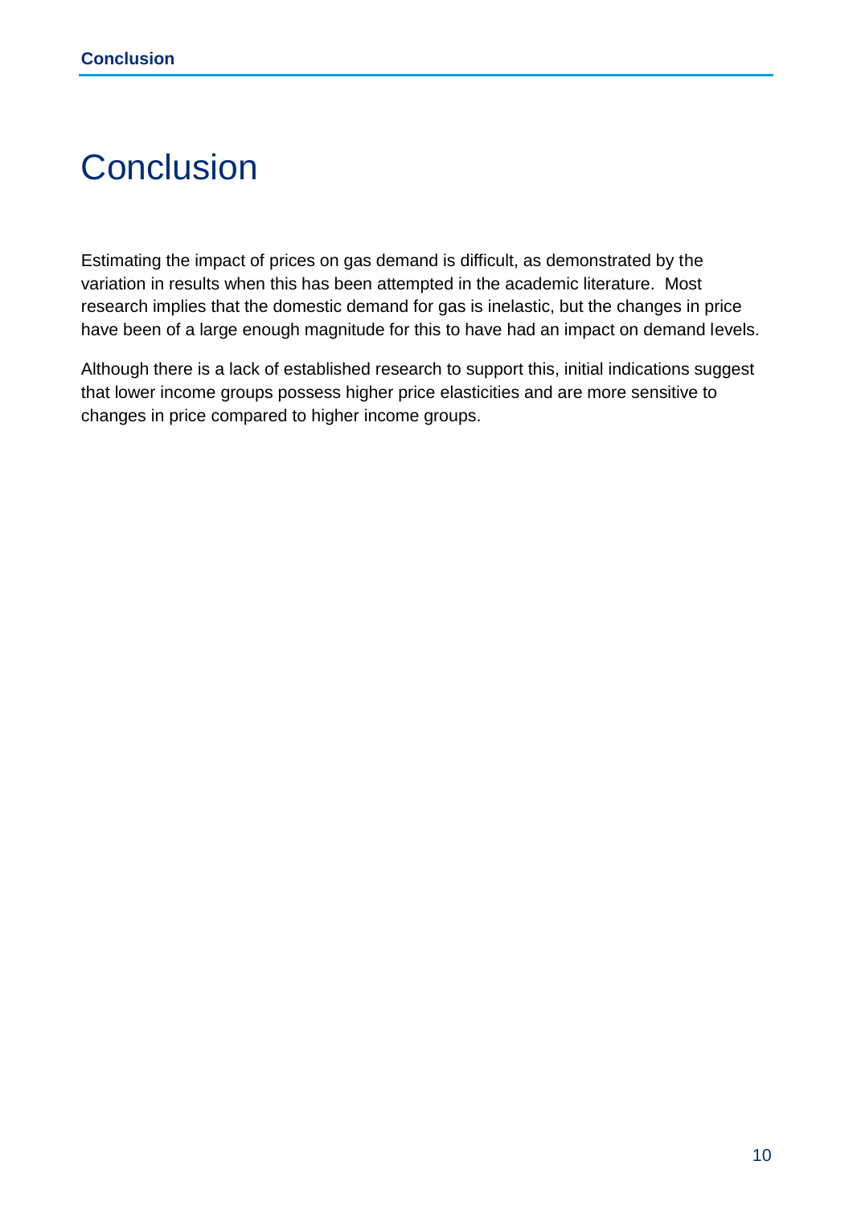# Conclusion

Estimating the impact of prices on gas demand is difficult, as demonstrated by the variation in results when this has been attempted in the academic literature. Most research implies that the domestic demand for gas is inelastic, but the changes in price have been of a large enough magnitude for this to have had an impact on demand levels.

Although there is a lack of established research to support this, initial indications suggest that lower income groups possess higher price elasticities and are more sensitive to changes in price compared to higher income groups.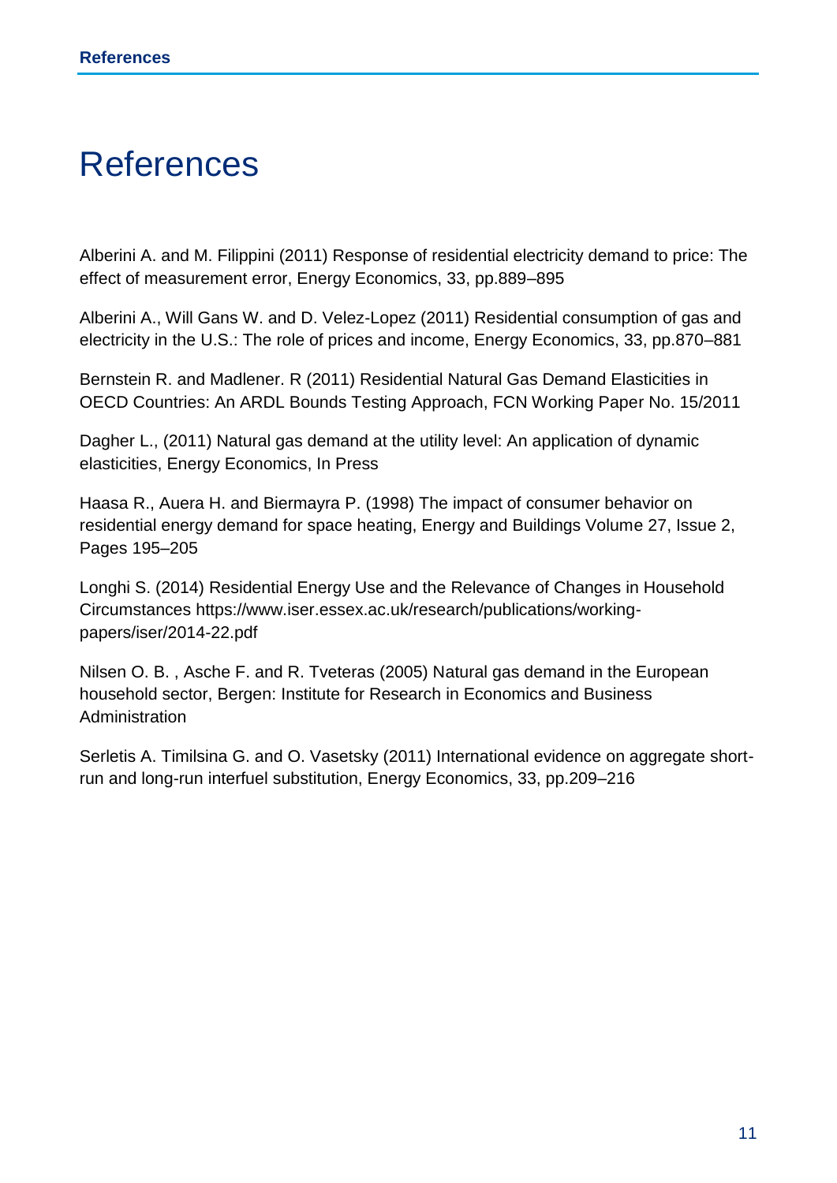# References

Alberini A. and M. Filippini (2011) Response of residential electricity demand to price: The effect of measurement error, Energy Economics, 33, pp.889–895

Alberini A., Will Gans W. and D. Velez-Lopez (2011) Residential consumption of gas and electricity in the U.S.: The role of prices and income, Energy Economics, 33, pp.870–881

Bernstein R. and Madlener. R (2011) Residential Natural Gas Demand Elasticities in OECD Countries: An ARDL Bounds Testing Approach, FCN Working Paper No. 15/2011

Dagher L., (2011) Natural gas demand at the utility level: An application of dynamic elasticities, Energy Economics, In Press

Haasa R., Auera H. and Biermayra P. (1998) The impact of consumer behavior on residential energy demand for space heating, Energy and Buildings Volume 27, Issue 2, Pages 195–205

Longhi S. (2014) Residential Energy Use and the Relevance of Changes in Household Circumstances https://www.iser.essex.ac.uk/research/publications/working-papers/iser/2014-22.pdf

Nilsen O. B. , Asche F. and R. Tveteras (2005) Natural gas demand in the European household sector, Bergen: Institute for Research in Economics and Business Administration

Serletis A. Timilsina G. and O. Vasetsky (2011) International evidence on aggregate short-run and long-run interfuel substitution, Energy Economics, 33, pp.209–216